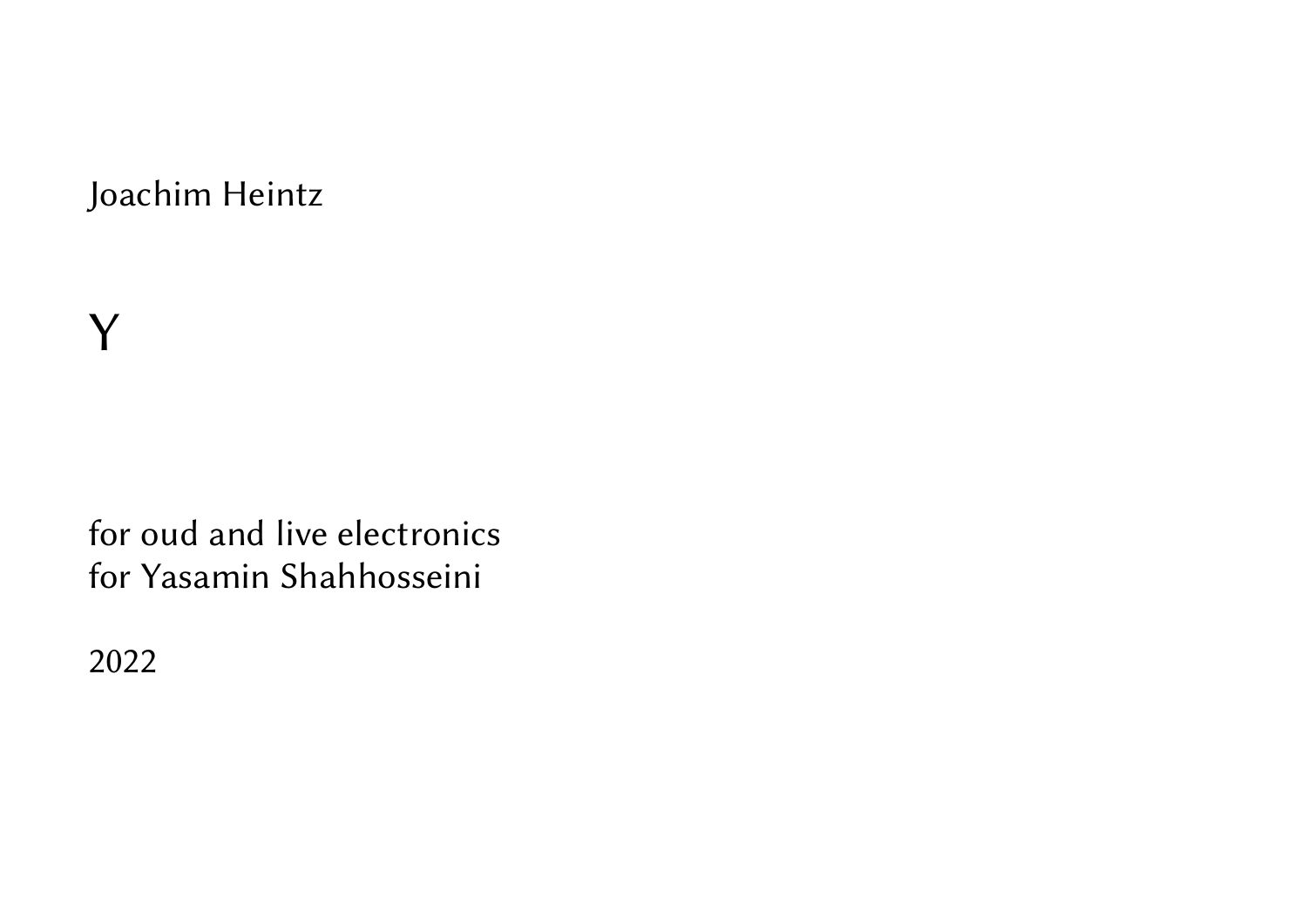Joachim Heintz

# Y

for oud and live electronics
for Yasamin Shahhosseini

2022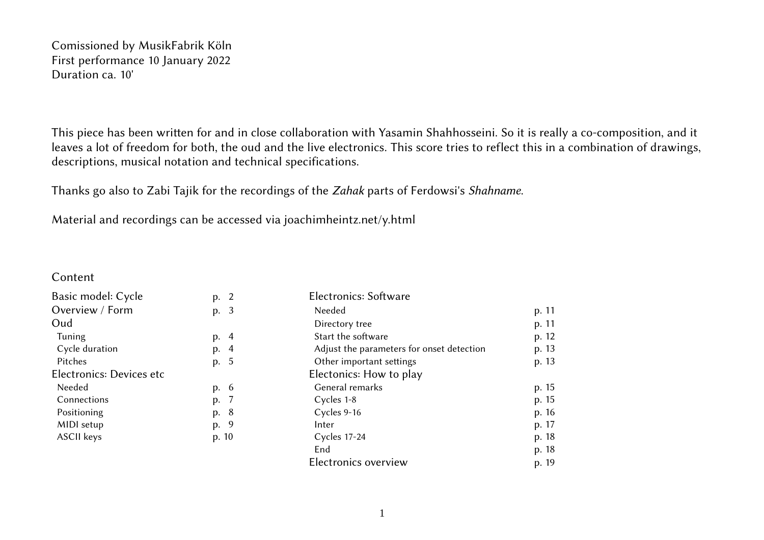Comissioned by MusikFabrik Köln
First performance 10 January 2022
Duration ca. 10'

This piece has been written for and in close collaboration with Yasamin Shahhosseini. So it is really a co-composition, and it leaves a lot of freedom for both, the oud and the live electronics. This score tries to reflect this in a combination of drawings, descriptions, musical notation and technical specifications.

Thanks go also to Zabi Tajik for the recordings of the *Zahak* parts of Ferdowsi's *Shahname*.

Material and recordings can be accessed via joachimheintz.net/y.html

## Content

| | |
|---|---|
| Basic model: Cycle | p. 2 |
| Overview / Form | p. 3 |
| Oud | |
| Tuning | p. 4 |
| Cycle duration | p. 4 |
| Pitches | p. 5 |
| Electronics: Devices etc | |
| Needed | p. 6 |
| Connections | p. 7 |
| Positioning | p. 8 |
| MIDI setup | p. 9 |
| ASCII keys | p. 10 |
| Electronics: Software | |
| Needed | p. 11 |
| Directory tree | p. 11 |
| Start the software | p. 12 |
| Adjust the parameters for onset detection | p. 13 |
| Other important settings | p. 13 |
| Electonics: How to play | |
| General remarks | p. 15 |
| Cycles 1-8 | p. 15 |
| Cycles 9-16 | p. 16 |
| Inter | p. 17 |
| Cycles 17-24 | p. 18 |
| End | p. 18 |
| Electronics overview | p. 19 |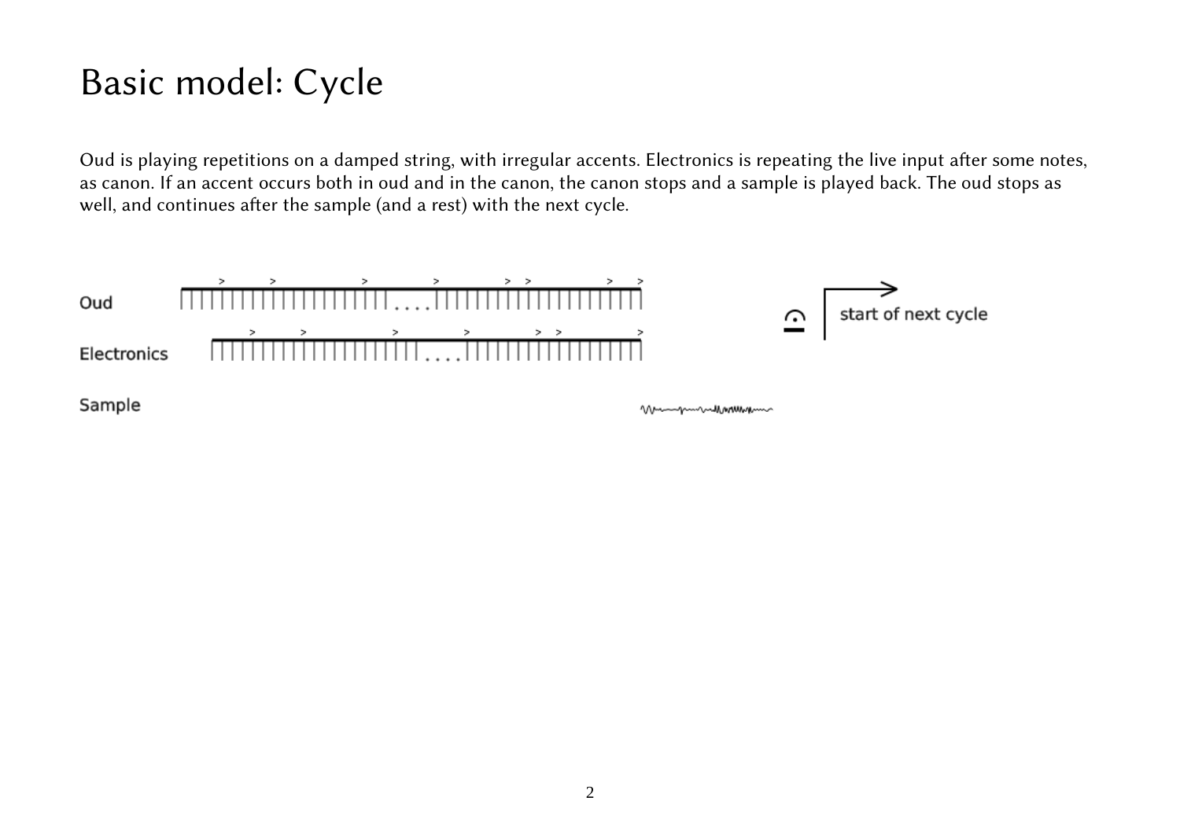# Basic model: Cycle

Oud is playing repetitions on a damped string, with irregular accents. Electronics is repeating the live input after some notes, as canon. If an accent occurs both in oud and in the canon, the canon stops and a sample is played back. The oud stops as well, and continues after the sample (and a rest) with the next cycle.

Oud

Electronics

Sample

start of next cycle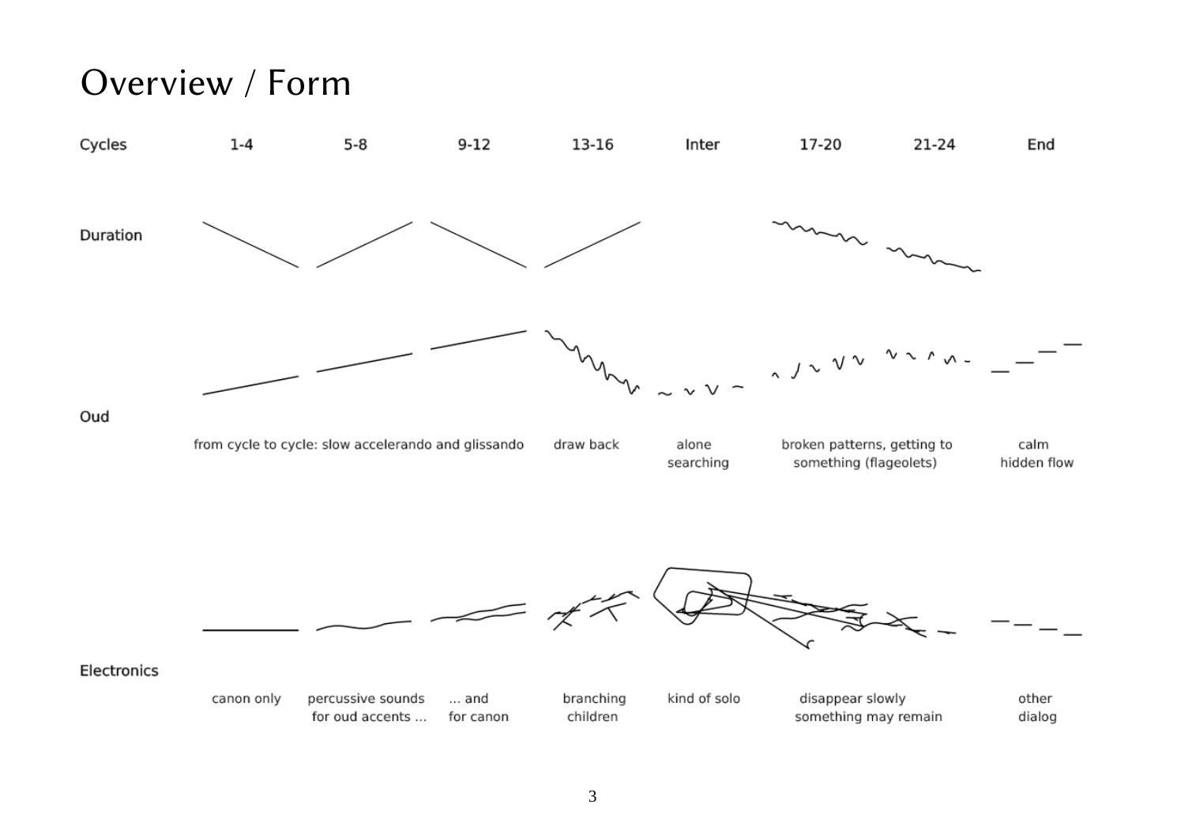# Overview / Form

| Cycles | 1-4 | 5-8 | 9-12 | 13-16 | Inter | 17-20 | 21-24 | End |
|---|---|---|---|---|---|---|---|---|
| Duration | | | | | | | | |
| Oud | from cycle to cycle: slow accelerando and glissando | | | draw back | alone searching | broken patterns, getting to something (flageolets) | | calm hidden flow |
| Electronics | canon only | percussive sounds for oud accents ... | ... and for canon | branching children | kind of solo | disappear slowly something may remain | | other dialog |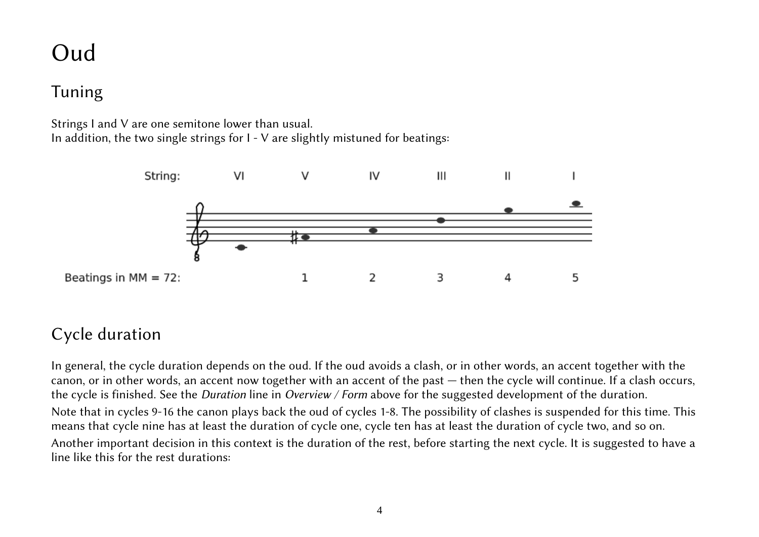# Oud

## Tuning

Strings I and V are one semitone lower than usual.
In addition, the two single strings for I - V are slightly mistuned for beatings:

| String: | VI | V | IV | III | II | I |
| --- | --- | --- | --- | --- | --- | --- |
| Beatings in MM = 72: | | 1 | 2 | 3 | 4 | 5 |

## Cycle duration

In general, the cycle duration depends on the oud. If the oud avoids a clash, or in other words, an accent together with the canon, or in other words, an accent now together with an accent of the past — then the cycle will continue. If a clash occurs, the cycle is finished. See the *Duration* line in *Overview / Form* above for the suggested development of the duration.

Note that in cycles 9-16 the canon plays back the oud of cycles 1-8. The possibility of clashes is suspended for this time. This means that cycle nine has at least the duration of cycle one, cycle ten has at least the duration of cycle two, and so on.

Another important decision in this context is the duration of the rest, before starting the next cycle. It is suggested to have a line like this for the rest durations: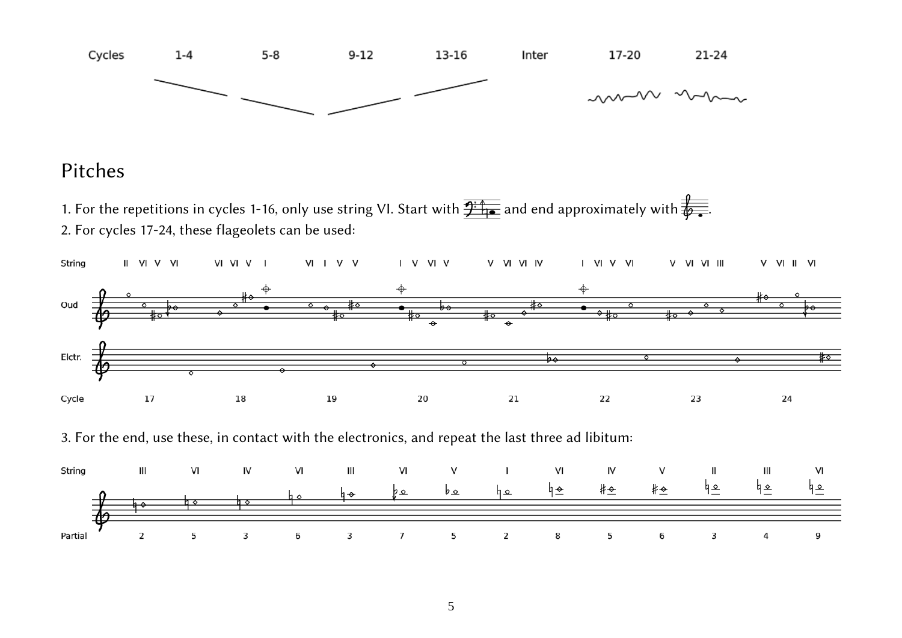Cycles 1-4 5-8 9-12 13-16 Inter 17-20 21-24

## Pitches

1. For the repetitions in cycles 1-16, only use string VI. Start with and end approximately with .
2. For cycles 17-24, these flageolets can be used:

3. For the end, use these, in contact with the electronics, and repeat the last three ad libitum:

| String | III | VI | IV | VI | III | VI | V | I | VI | IV | V | II | III | VI |
|---|---|---|---|---|---|---|---|---|---|---|---|---|---|---|
| Partial | 2 | 5 | 3 | 6 | 3 | 7 | 5 | 2 | 8 | 5 | 6 | 3 | 4 | 9 |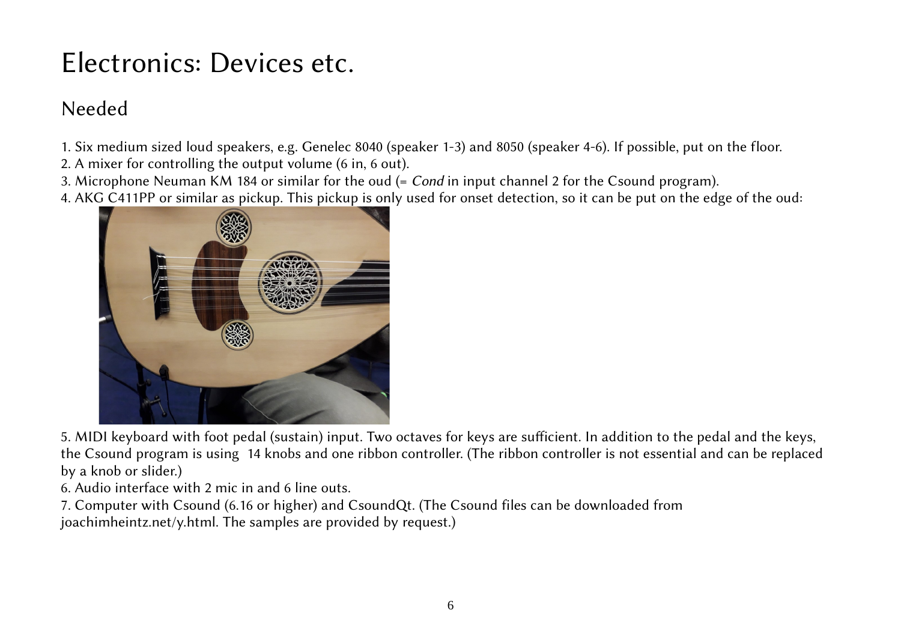# Electronics: Devices etc.

## Needed

1. Six medium sized loud speakers, e.g. Genelec 8040 (speaker 1-3) and 8050 (speaker 4-6). If possible, put on the floor.
2. A mixer for controlling the output volume (6 in, 6 out).
3. Microphone Neuman KM 184 or similar for the oud (= *Cond* in input channel 2 for the Csound program).
4. AKG C411PP or similar as pickup. This pickup is only used for onset detection, so it can be put on the edge of the oud:
5. MIDI keyboard with foot pedal (sustain) input. Two octaves for keys are sufficient. In addition to the pedal and the keys, the Csound program is using 14 knobs and one ribbon controller. (The ribbon controller is not essential and can be replaced by a knob or slider.)
6. Audio interface with 2 mic in and 6 line outs.
7. Computer with Csound (6.16 or higher) and CsoundQt. (The Csound files can be downloaded from joachimheintz.net/y.html. The samples are provided by request.)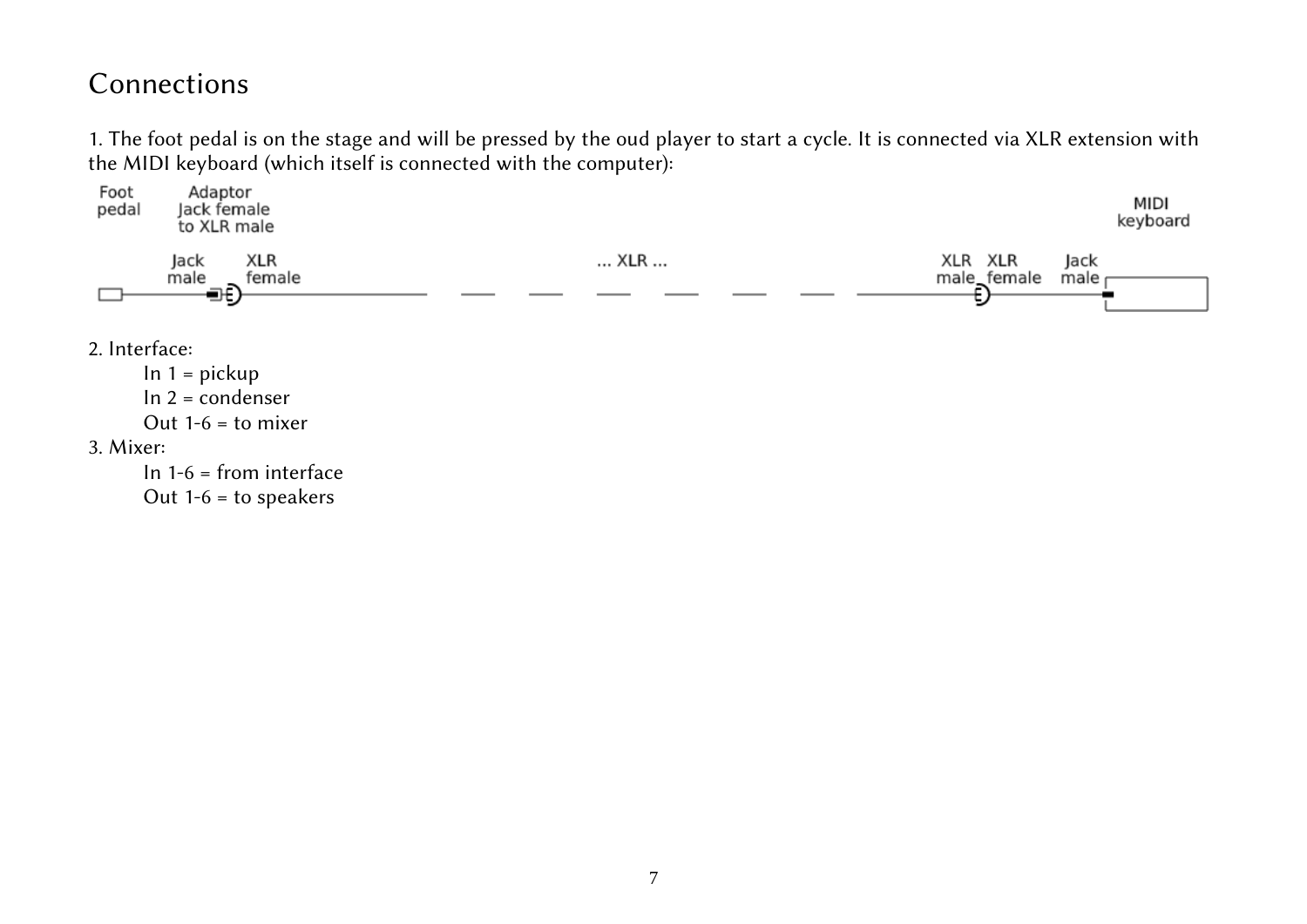# Connections

1. The foot pedal is on the stage and will be pressed by the oud player to start a cycle. It is connected via XLR extension with the MIDI keyboard (which itself is connected with the computer):

Foot pedal — Adaptor Jack female to XLR male — Jack male — XLR female — ... XLR ... — XLR male — XLR female — Jack male — MIDI keyboard

2. Interface:
   - In 1 = pickup
   - In 2 = condenser
   - Out 1-6 = to mixer
3. Mixer:
   - In 1-6 = from interface
   - Out 1-6 = to speakers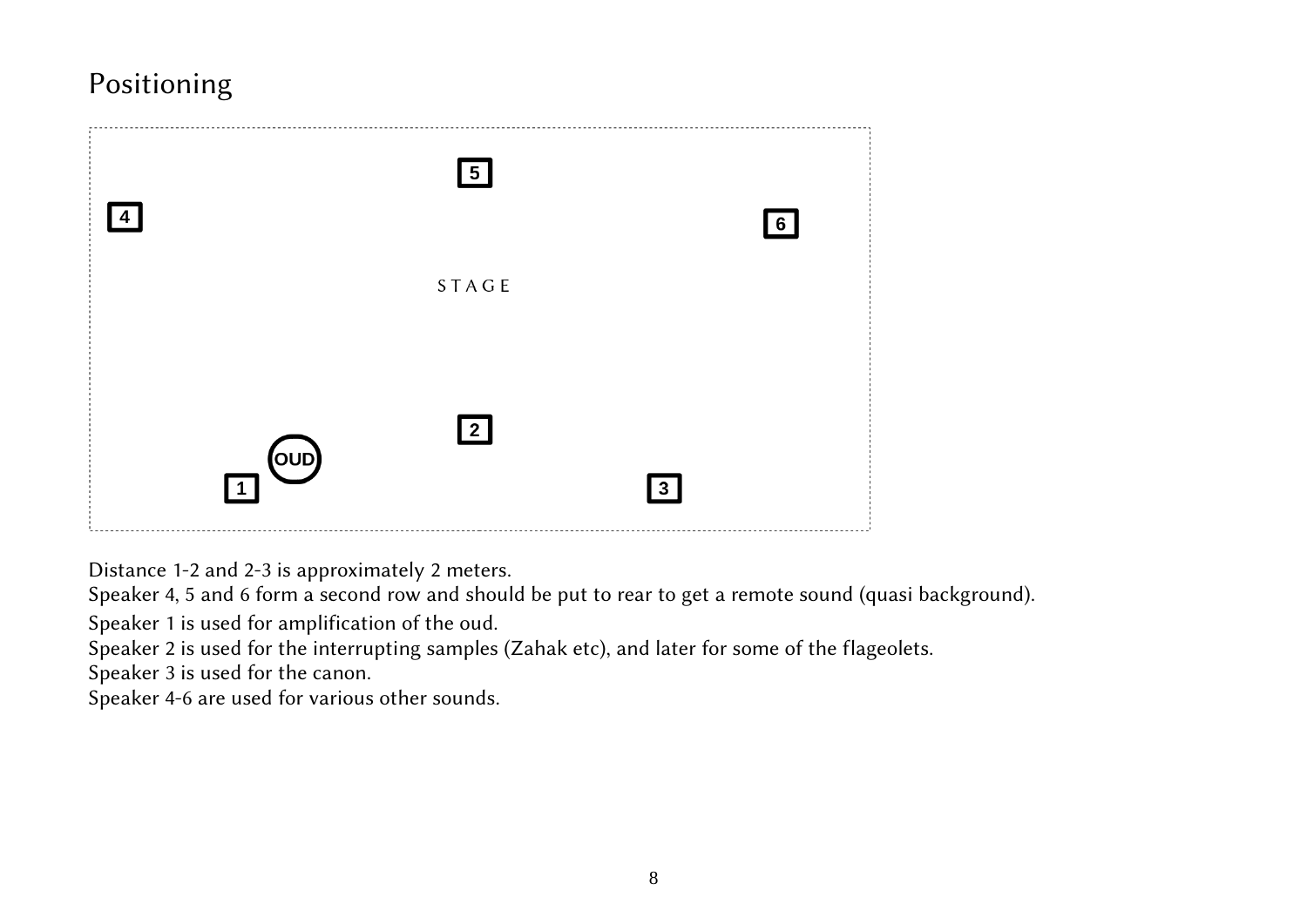# Positioning

Distance 1-2 and 2-3 is approximately 2 meters.
Speaker 4, 5 and 6 form a second row and should be put to rear to get a remote sound (quasi background).
Speaker 1 is used for amplification of the oud.
Speaker 2 is used for the interrupting samples (Zahak etc), and later for some of the flageolets.
Speaker 3 is used for the canon.
Speaker 4-6 are used for various other sounds.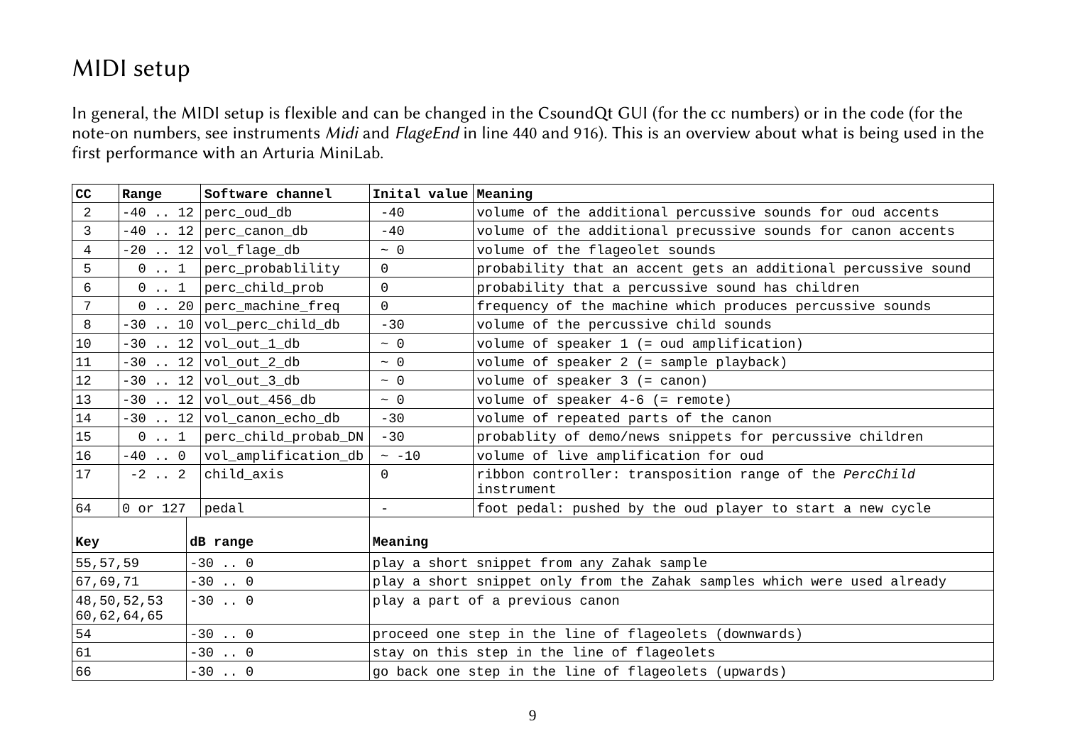# MIDI setup

In general, the MIDI setup is flexible and can be changed in the CsoundQt GUI (for the cc numbers) or in the code (for the note-on numbers, see instruments *Midi* and *FlageEnd* in line 440 and 916). This is an overview about what is being used in the first performance with an Arturia MiniLab.

| CC | Range | Software channel | Inital value | Meaning |
|---|---|---|---|---|
| 2 | -40 .. 12 | perc_oud_db | -40 | volume of the additional percussive sounds for oud accents |
| 3 | -40 .. 12 | perc_canon_db | -40 | volume of the additional precussive sounds for canon accents |
| 4 | -20 .. 12 | vol_flage_db | ~ 0 | volume of the flageolet sounds |
| 5 | 0 .. 1 | perc_probablility | 0 | probability that an accent gets an additional percussive sound |
| 6 | 0 .. 1 | perc_child_prob | 0 | probability that a percussive sound has children |
| 7 | 0 .. 20 | perc_machine_freq | 0 | frequency of the machine which produces percussive sounds |
| 8 | -30 .. 10 | vol_perc_child_db | -30 | volume of the percussive child sounds |
| 10 | -30 .. 12 | vol_out_1_db | ~ 0 | volume of speaker 1 (= oud amplification) |
| 11 | -30 .. 12 | vol_out_2_db | ~ 0 | volume of speaker 2 (= sample playback) |
| 12 | -30 .. 12 | vol_out_3_db | ~ 0 | volume of speaker 3 (= canon) |
| 13 | -30 .. 12 | vol_out_456_db | ~ 0 | volume of speaker 4-6 (= remote) |
| 14 | -30 .. 12 | vol_canon_echo_db | -30 | volume of repeated parts of the canon |
| 15 | 0 .. 1 | perc_child_probab_DN | -30 | probablity of demo/news snippets for percussive children |
| 16 | -40 .. 0 | vol_amplification_db | ~ -10 | volume of live amplification for oud |
| 17 | -2 .. 2 | child_axis | 0 | ribbon controller: transposition range of the *PercChild* instrument |
| 64 | 0 or 127 | pedal | - | foot pedal: pushed by the oud player to start a new cycle |

| Key | dB range | Meaning |
|---|---|---|
| 55,57,59 | -30 .. 0 | play a short snippet from any Zahak sample |
| 67,69,71 | -30 .. 0 | play a short snippet only from the Zahak samples which were used already |
| 48,50,52,53 60,62,64,65 | -30 .. 0 | play a part of a previous canon |
| 54 | -30 .. 0 | proceed one step in the line of flageolets (downwards) |
| 61 | -30 .. 0 | stay on this step in the line of flageolets |
| 66 | -30 .. 0 | go back one step in the line of flageolets (upwards) |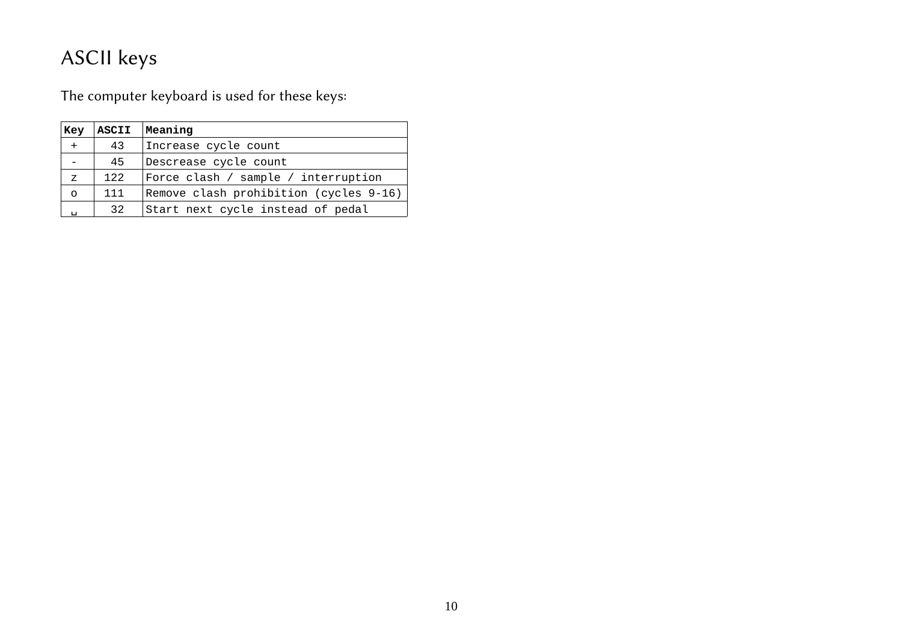# ASCII keys

The computer keyboard is used for these keys:

| Key | ASCII | Meaning |
|---|---|---|
| + | 43 | Increase cycle count |
| - | 45 | Descrease cycle count |
| z | 122 | Force clash / sample / interruption |
| o | 111 | Remove clash prohibition (cycles 9-16) |
| ␣ | 32 | Start next cycle instead of pedal |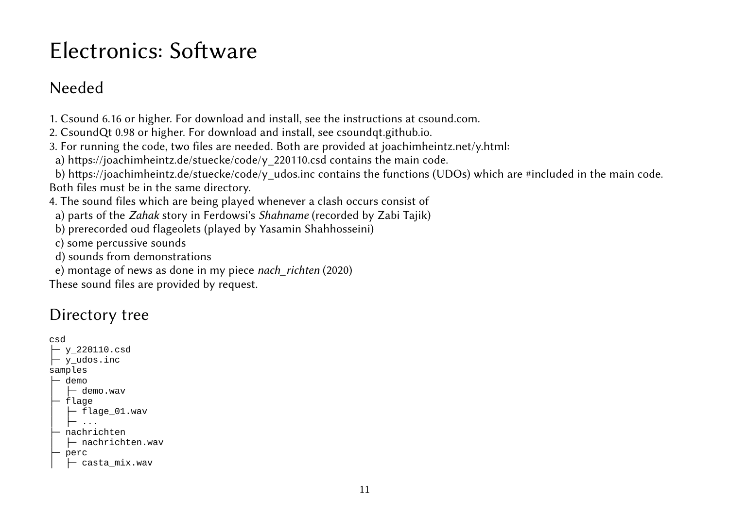# Electronics: Software

## Needed

1. Csound 6.16 or higher. For download and install, see the instructions at csound.com.
2. CsoundQt 0.98 or higher. For download and install, see csoundqt.github.io.
3. For running the code, two files are needed. Both are provided at joachimheintz.net/y.html:
   a) https://joachimheintz.de/stuecke/code/y_220110.csd contains the main code.
   b) https://joachimheintz.de/stuecke/code/y_udos.inc contains the functions (UDOs) which are #included in the main code.
   
   Both files must be in the same directory.
4. The sound files which are being played whenever a clash occurs consist of
   a) parts of the *Zahak* story in Ferdowsi's *Shahname* (recorded by Zabi Tajik)
   b) prerecorded oud flageolets (played by Yasamin Shahhosseini)
   c) some percussive sounds
   d) sounds from demonstrations
   e) montage of news as done in my piece *nach_richten* (2020)
   
   These sound files are provided by request.

## Directory tree

```
csd
├─ y_220110.csd
├─ y_udos.inc
samples
├─ demo
│  ├─ demo.wav
├─ flage
│  ├─ flage_01.wav
│  ├─ ...
├─ nachrichten
│  ├─ nachrichten.wav
├─ perc
│  ├─ casta_mix.wav
```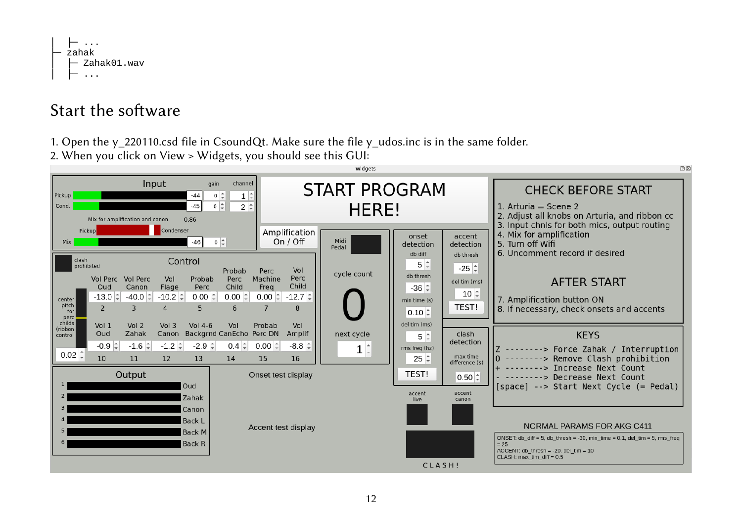```
│  ├ ...
├ zahak
│  ├ Zahak01.wav
│  ├ ...
```

## Start the software

1. Open the y_220110.csd file in CsoundQt. Make sure the file y_udos.inc is in the same folder.
2. When you click on View > Widgets, you should see this GUI: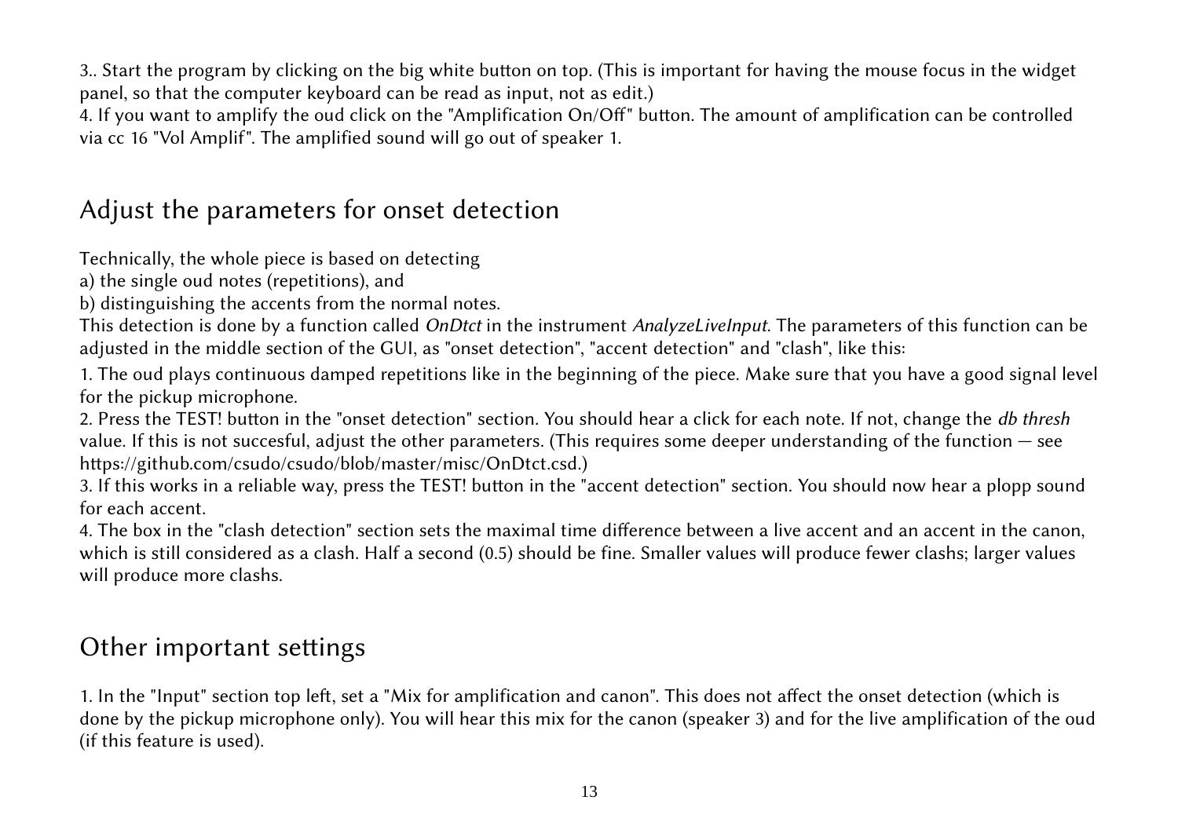3.. Start the program by clicking on the big white button on top. (This is important for having the mouse focus in the widget panel, so that the computer keyboard can be read as input, not as edit.)

4. If you want to amplify the oud click on the "Amplification On/Off" button. The amount of amplification can be controlled via cc 16 "Vol Amplif". The amplified sound will go out of speaker 1.

## Adjust the parameters for onset detection

Technically, the whole piece is based on detecting
a) the single oud notes (repetitions), and
b) distinguishing the accents from the normal notes.
This detection is done by a function called *OnDtct* in the instrument *AnalyzeLiveInput*. The parameters of this function can be adjusted in the middle section of the GUI, as "onset detection", "accent detection" and "clash", like this:

1. The oud plays continuous damped repetitions like in the beginning of the piece. Make sure that you have a good signal level for the pickup microphone.
2. Press the TEST! button in the "onset detection" section. You should hear a click for each note. If not, change the *db thresh* value. If this is not succesful, adjust the other parameters. (This requires some deeper understanding of the function — see https://github.com/csudo/csudo/blob/master/misc/OnDtct.csd.)
3. If this works in a reliable way, press the TEST! button in the "accent detection" section. You should now hear a plopp sound for each accent.
4. The box in the "clash detection" section sets the maximal time difference between a live accent and an accent in the canon, which is still considered as a clash. Half a second (0.5) should be fine. Smaller values will produce fewer clashs; larger values will produce more clashs.

## Other important settings

1. In the "Input" section top left, set a "Mix for amplification and canon". This does not affect the onset detection (which is done by the pickup microphone only). You will hear this mix for the canon (speaker 3) and for the live amplification of the oud (if this feature is used).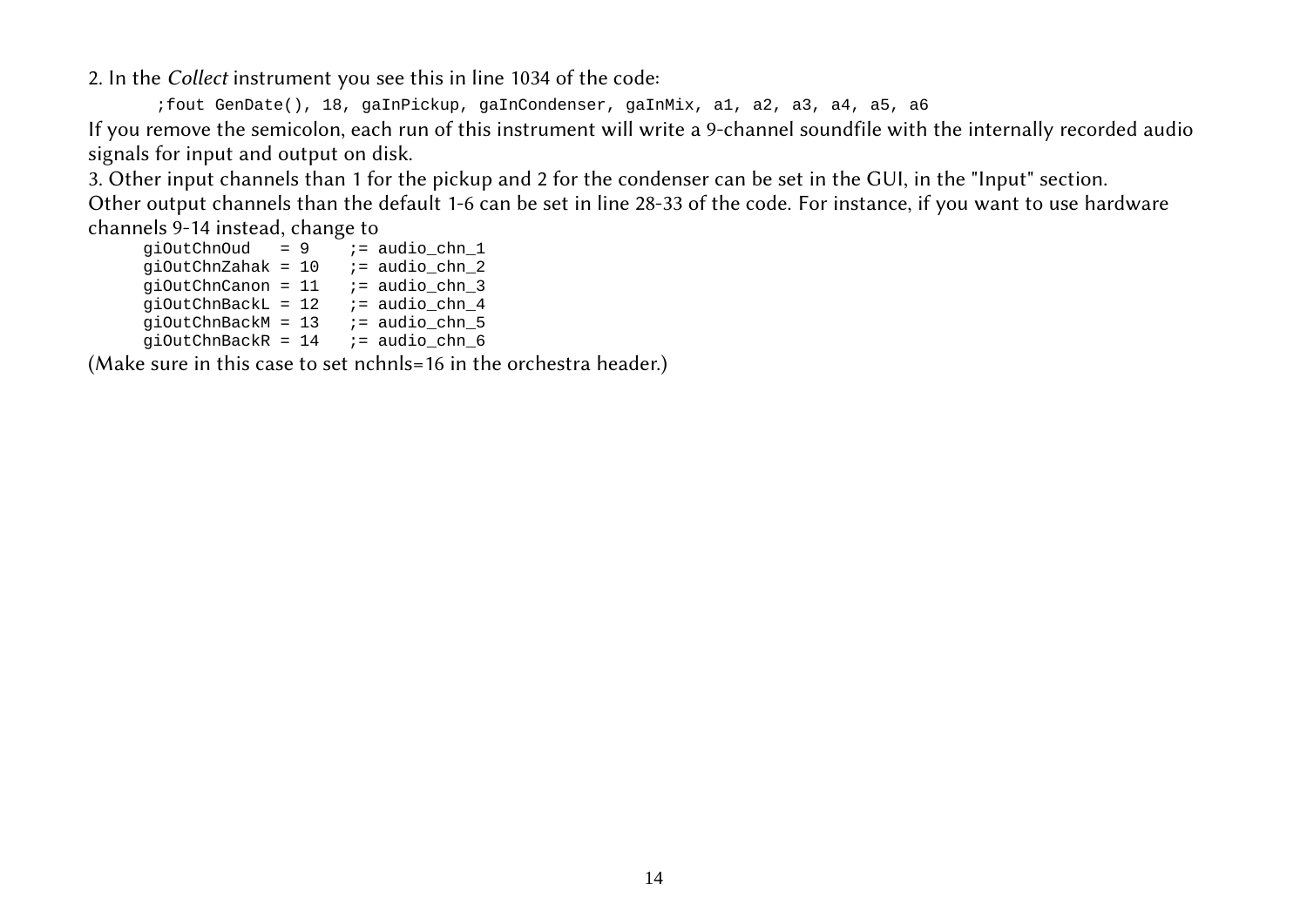2. In the *Collect* instrument you see this in line 1034 of the code:

```
;fout GenDate(), 18, gaInPickup, gaInCondenser, gaInMix, a1, a2, a3, a4, a5, a6
```

If you remove the semicolon, each run of this instrument will write a 9-channel soundfile with the internally recorded audio signals for input and output on disk.

3. Other input channels than 1 for the pickup and 2 for the condenser can be set in the GUI, in the "Input" section.
Other output channels than the default 1-6 can be set in line 28-33 of the code. For instance, if you want to use hardware channels 9-14 instead, change to

```
giOutChnOud   = 9    ;= audio_chn_1
giOutChnZahak = 10   ;= audio_chn_2
giOutChnCanon = 11   ;= audio_chn_3
giOutChnBackL = 12   ;= audio_chn_4
giOutChnBackM = 13   ;= audio_chn_5
giOutChnBackR = 14   ;= audio_chn_6
```

(Make sure in this case to set nchnls=16 in the orchestra header.)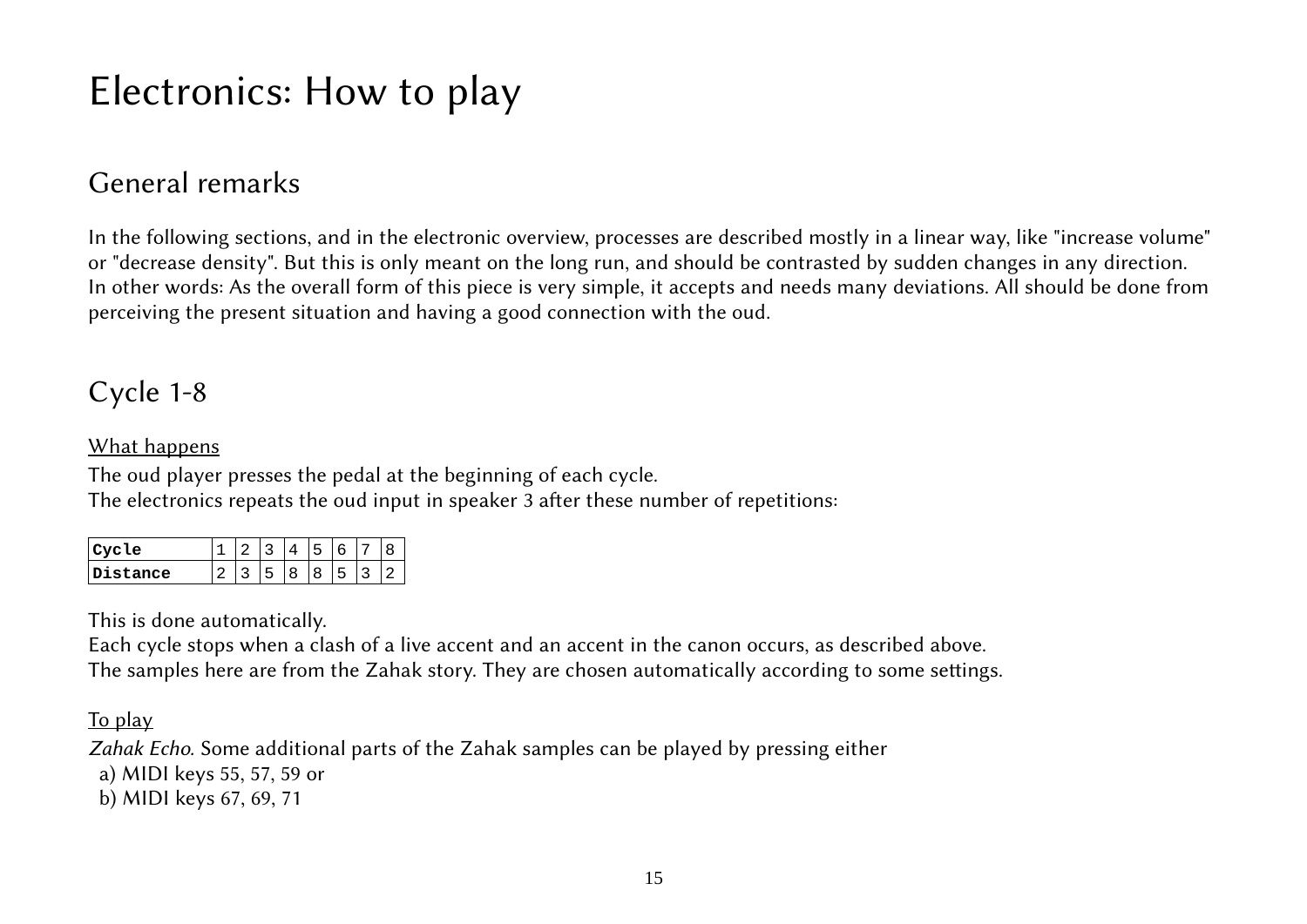# Electronics: How to play

## General remarks

In the following sections, and in the electronic overview, processes are described mostly in a linear way, like "increase volume" or "decrease density". But this is only meant on the long run, and should be contrasted by sudden changes in any direction.
In other words: As the overall form of this piece is very simple, it accepts and needs many deviations. All should be done from perceiving the present situation and having a good connection with the oud.

## Cycle 1-8

<u>What happens</u>

The oud player presses the pedal at the beginning of each cycle.
The electronics repeats the oud input in speaker 3 after these number of repetitions:

| **Cycle** | 1 | 2 | 3 | 4 | 5 | 6 | 7 | 8 |
|---|---|---|---|---|---|---|---|---|
| **Distance** | 2 | 3 | 5 | 8 | 8 | 5 | 3 | 2 |

This is done automatically.
Each cycle stops when a clash of a live accent and an accent in the canon occurs, as described above.
The samples here are from the Zahak story. They are chosen automatically according to some settings.

<u>To play</u>

*Zahak Echo*. Some additional parts of the Zahak samples can be played by pressing either
a) MIDI keys 55, 57, 59 or
b) MIDI keys 67, 69, 71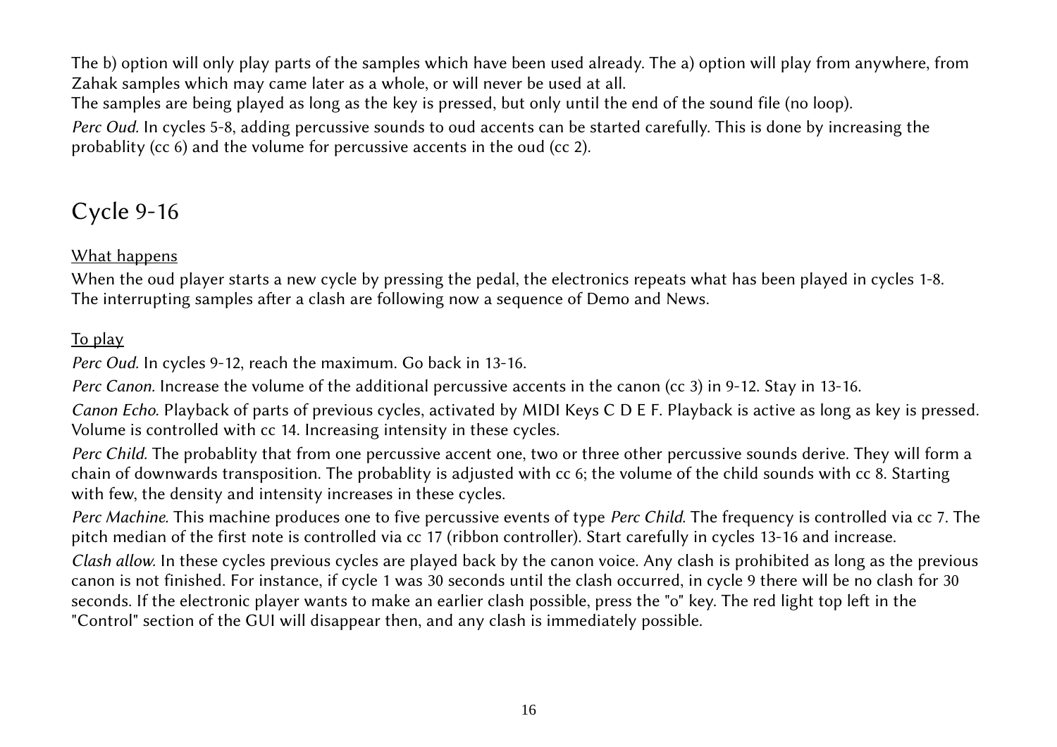The b) option will only play parts of the samples which have been used already. The a) option will play from anywhere, from Zahak samples which may came later as a whole, or will never be used at all.
The samples are being played as long as the key is pressed, but only until the end of the sound file (no loop).

*Perc Oud.* In cycles 5-8, adding percussive sounds to oud accents can be started carefully. This is done by increasing the probablity (cc 6) and the volume for percussive accents in the oud (cc 2).

## Cycle 9-16

What happens

When the oud player starts a new cycle by pressing the pedal, the electronics repeats what has been played in cycles 1-8.
The interrupting samples after a clash are following now a sequence of Demo and News.

To play

*Perc Oud.* In cycles 9-12, reach the maximum. Go back in 13-16.

*Perc Canon.* Increase the volume of the additional percussive accents in the canon (cc 3) in 9-12. Stay in 13-16.

*Canon Echo.* Playback of parts of previous cycles, activated by MIDI Keys C D E F. Playback is active as long as key is pressed. Volume is controlled with cc 14. Increasing intensity in these cycles.

*Perc Child.* The probablity that from one percussive accent one, two or three other percussive sounds derive. They will form a chain of downwards transposition. The probablity is adjusted with cc 6; the volume of the child sounds with cc 8. Starting with few, the density and intensity increases in these cycles.

*Perc Machine.* This machine produces one to five percussive events of type *Perc Child*. The frequency is controlled via cc 7. The pitch median of the first note is controlled via cc 17 (ribbon controller). Start carefully in cycles 13-16 and increase.

*Clash allow.* In these cycles previous cycles are played back by the canon voice. Any clash is prohibited as long as the previous canon is not finished. For instance, if cycle 1 was 30 seconds until the clash occurred, in cycle 9 there will be no clash for 30 seconds. If the electronic player wants to make an earlier clash possible, press the "o" key. The red light top left in the "Control" section of the GUI will disappear then, and any clash is immediately possible.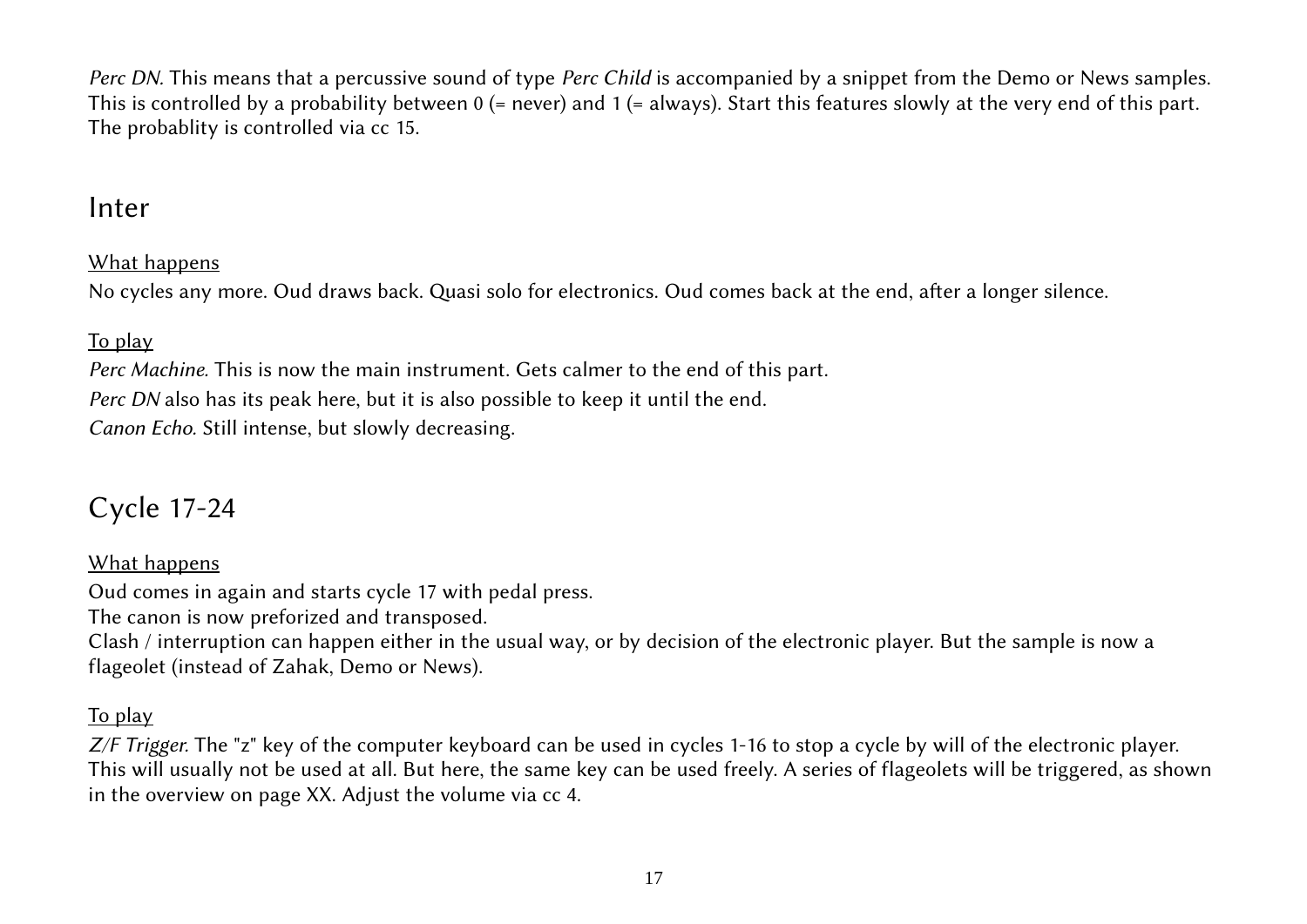*Perc DN.* This means that a percussive sound of type *Perc Child* is accompanied by a snippet from the Demo or News samples. This is controlled by a probability between 0 (= never) and 1 (= always). Start this features slowly at the very end of this part. The probablity is controlled via cc 15.

## Inter

What happens

No cycles any more. Oud draws back. Quasi solo for electronics. Oud comes back at the end, after a longer silence.

To play

*Perc Machine.* This is now the main instrument. Gets calmer to the end of this part.

*Perc DN* also has its peak here, but it is also possible to keep it until the end.

*Canon Echo.* Still intense, but slowly decreasing.

## Cycle 17-24

What happens

Oud comes in again and starts cycle 17 with pedal press.

The canon is now preforized and transposed.

Clash / interruption can happen either in the usual way, or by decision of the electronic player. But the sample is now a flageolet (instead of Zahak, Demo or News).

To play

*Z/F Trigger.* The "z" key of the computer keyboard can be used in cycles 1-16 to stop a cycle by will of the electronic player. This will usually not be used at all. But here, the same key can be used freely. A series of flageolets will be triggered, as shown in the overview on page XX. Adjust the volume via cc 4.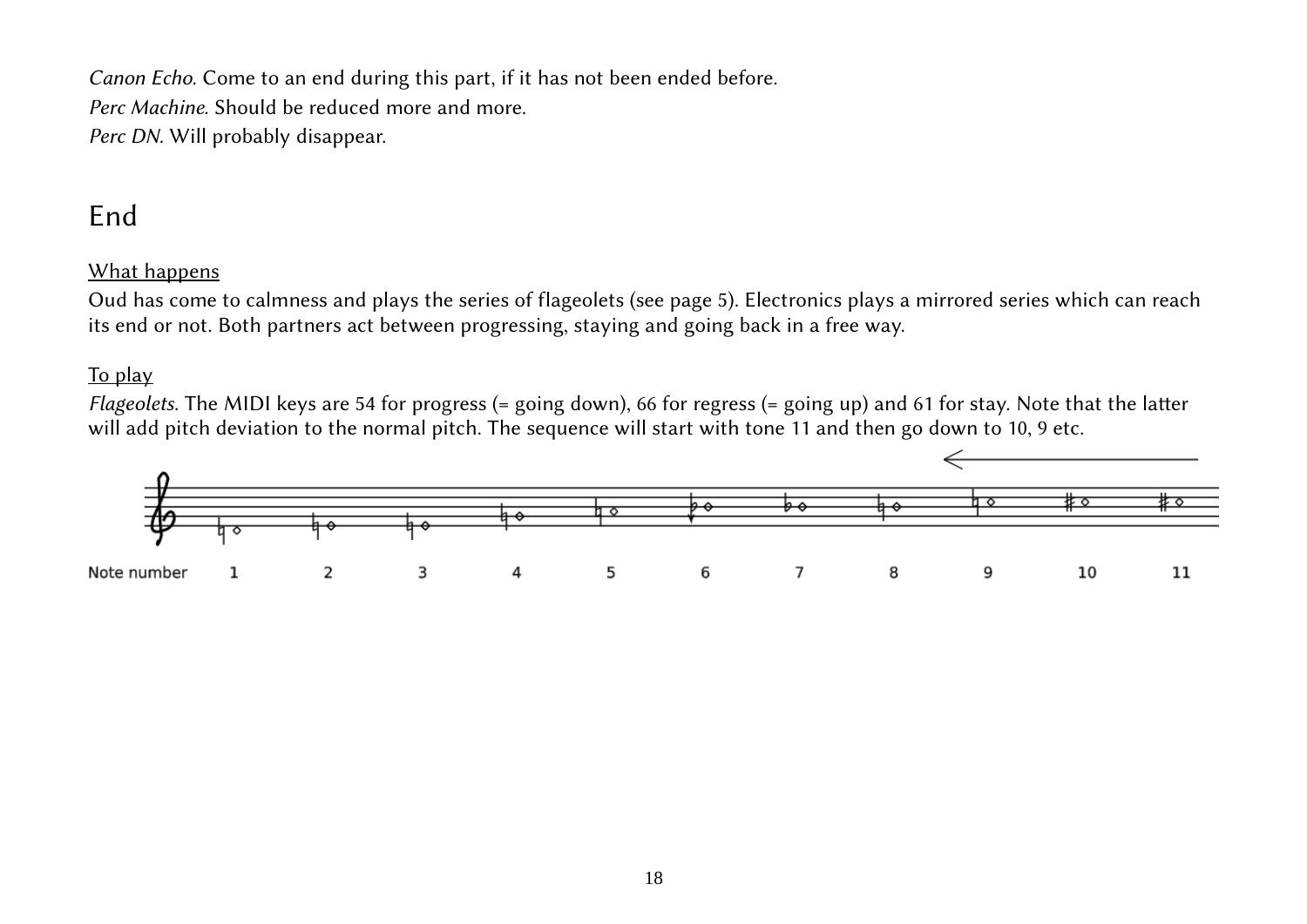*Canon Echo.* Come to an end during this part, if it has not been ended before.
*Perc Machine.* Should be reduced more and more.
*Perc DN.* Will probably disappear.

## End

<u>What happens</u>

Oud has come to calmness and plays the series of flageolets (see page 5). Electronics plays a mirrored series which can reach its end or not. Both partners act between progressing, staying and going back in a free way.

<u>To play</u>

*Flageolets.* The MIDI keys are 54 for progress (= going down), 66 for regress (= going up) and 61 for stay. Note that the latter will add pitch deviation to the normal pitch. The sequence will start with tone 11 and then go down to 10, 9 etc.

Note number 1 2 3 4 5 6 7 8 9 10 11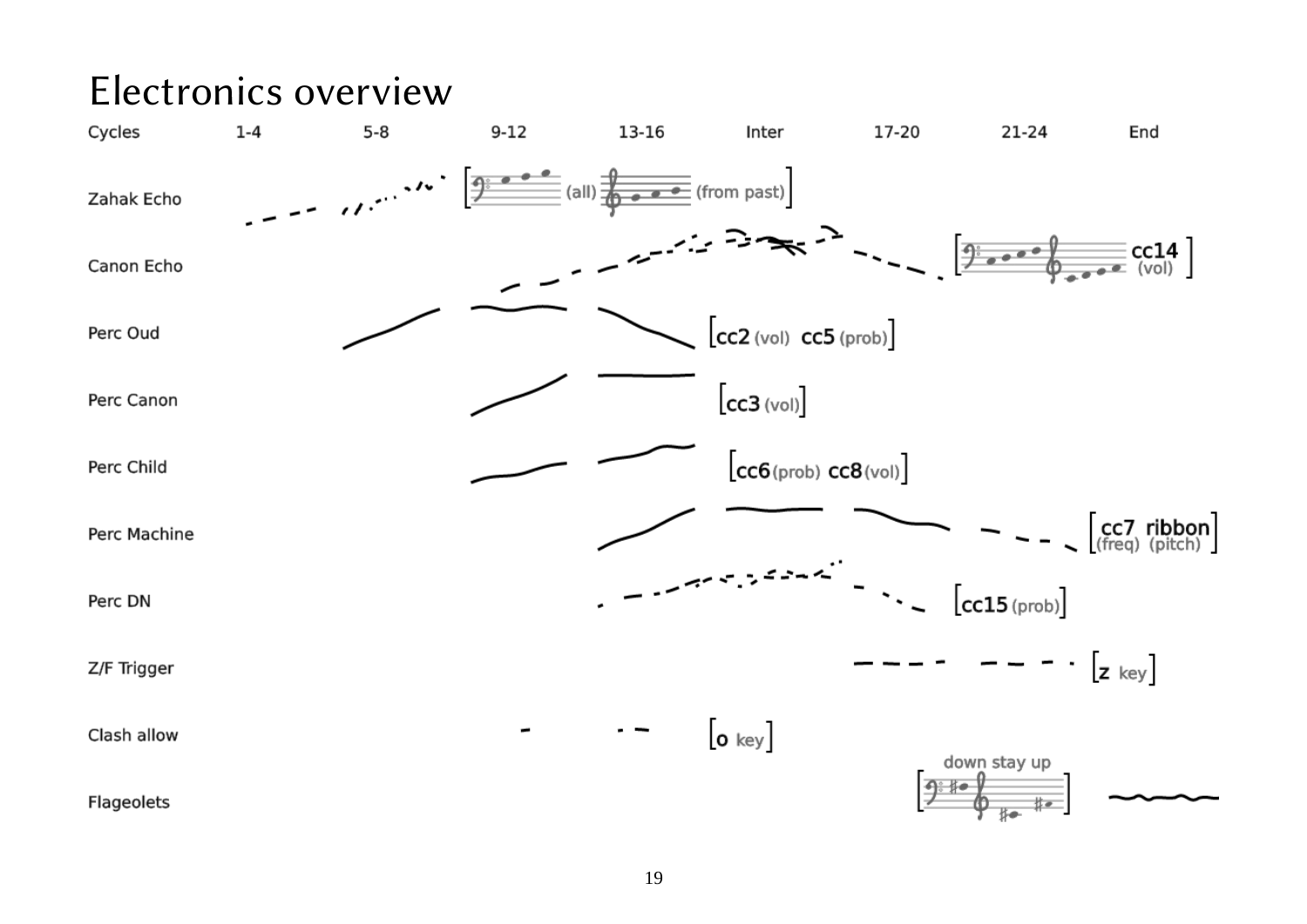# Electronics overview

Cycles 1-4 5-8 9-12 13-16 Inter 17-20 21-24 End

Zahak Echo [(all) (from past)]

Canon Echo [cc14 (vol)]

Perc Oud [cc2 (vol) cc5 (prob)]

Perc Canon [cc3 (vol)]

Perc Child [cc6 (prob) cc8 (vol)]

Perc Machine [cc7 (freq) ribbon (pitch)]

Perc DN [cc15 (prob)]

Z/F Trigger [z key]

Clash allow [o key]

Flageolets [down stay up]